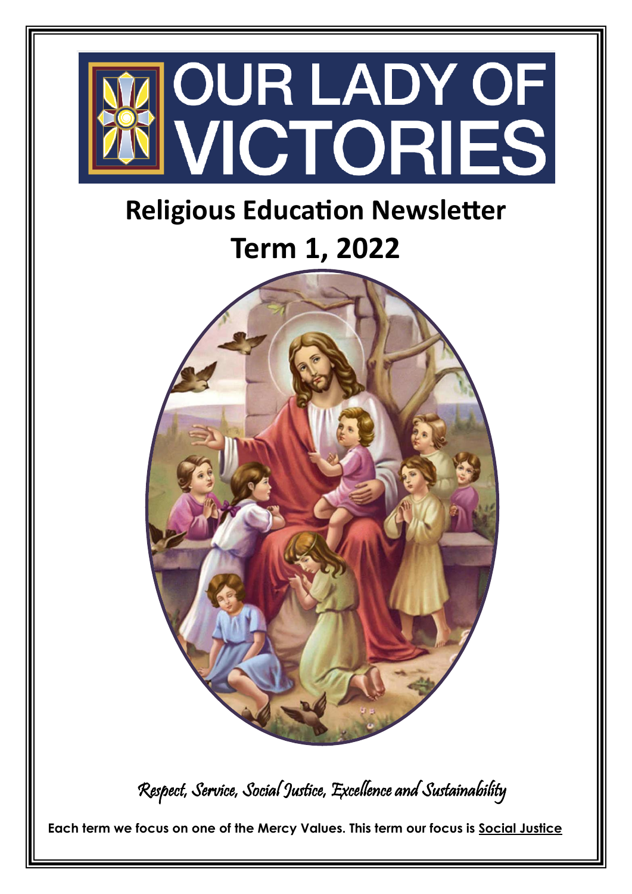# OUR LADY OF VICTORIES

## Religious Education Newsletter

## Term 1, 2022

*Respect, Service, Social Justice, Excellence and Sustainability*

**Each term we focus on one of the Mercy Values. This term our focus is Social Justice**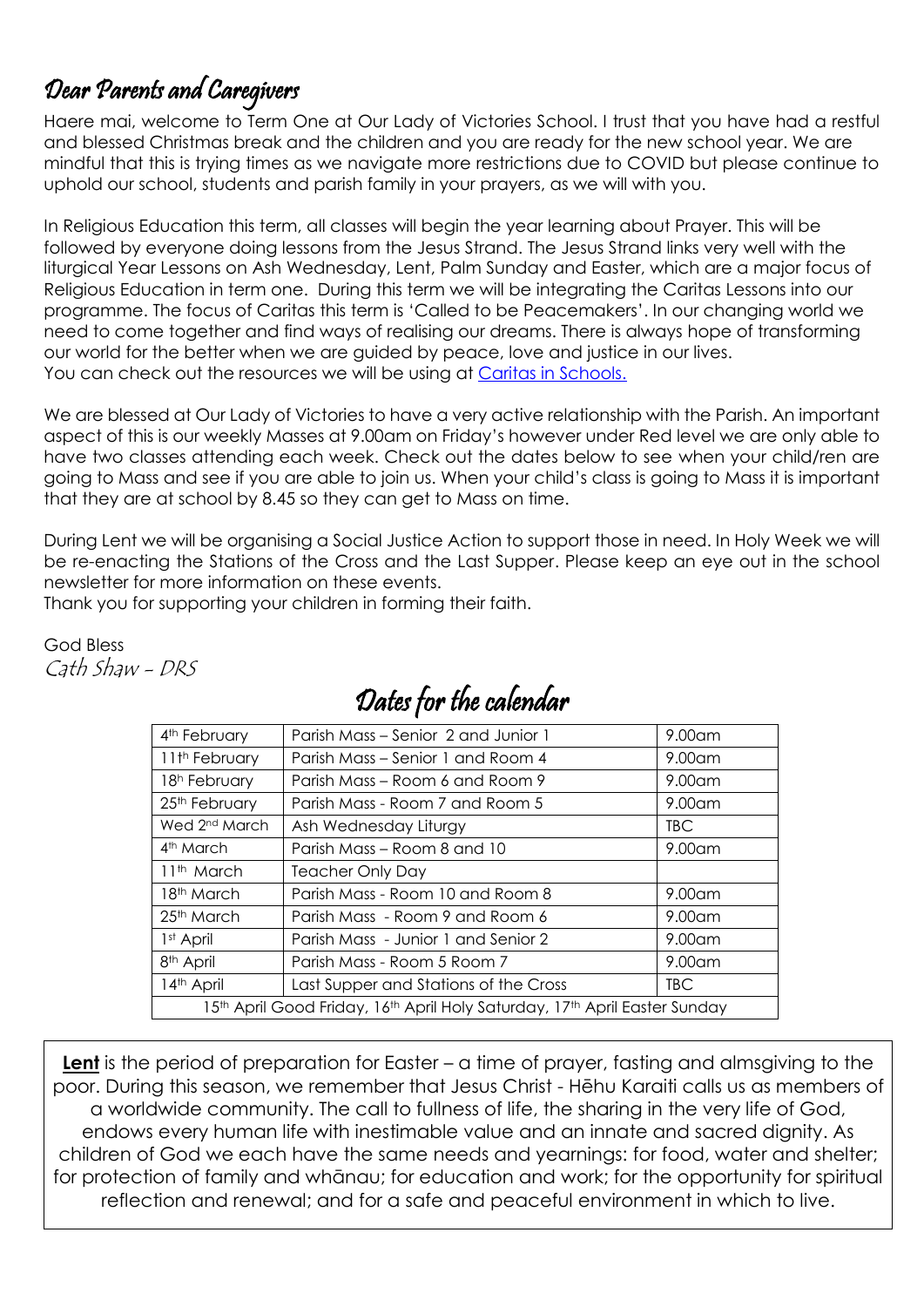## Dear Parents and Caregivers

Haere mai, welcome to Term One at Our Lady of Victories School. I trust that you have had a restful and blessed Christmas break and the children and you are ready for the new school year. We are mindful that this is trying times as we navigate more restrictions due to COVID but please continue to uphold our school, students and parish family in your prayers, as we will with you.

In Religious Education this term, all classes will begin the year learning about Prayer. This will be followed by everyone doing lessons from the Jesus Strand. The Jesus Strand links very well with the liturgical Year Lessons on Ash Wednesday, Lent, Palm Sunday and Easter, which are a major focus of Religious Education in term one. During this term we will be integrating the Caritas Lessons into our programme. The focus of Caritas this term is 'Called to be Peacemakers'. In our changing world we need to come together and find ways of realising our dreams. There is always hope of transforming our world for the better when we are guided by peace, love and justice in our lives.
You can check out the resources we will be using at Caritas in Schools.

We are blessed at Our Lady of Victories to have a very active relationship with the Parish. An important aspect of this is our weekly Masses at 9.00am on Friday's however under Red level we are only able to have two classes attending each week. Check out the dates below to see when your child/ren are going to Mass and see if you are able to join us. When your child's class is going to Mass it is important that they are at school by 8.45 so they can get to Mass on time.

During Lent we will be organising a Social Justice Action to support those in need. In Holy Week we will be re-enacting the Stations of the Cross and the Last Supper. Please keep an eye out in the school newsletter for more information on these events.
Thank you for supporting your children in forming their faith.

God Bless
*Cath Shaw – DRS*

## Dates for the calendar

| | | |
|---|---|---|
| 4th February | Parish Mass – Senior 2 and Junior 1 | 9.00am |
| 11th February | Parish Mass – Senior 1 and Room 4 | 9.00am |
| 18h February | Parish Mass – Room 6 and Room 9 | 9.00am |
| 25th February | Parish Mass - Room 7 and Room 5 | 9.00am |
| Wed 2nd March | Ash Wednesday Liturgy | TBC |
| 4th March | Parish Mass – Room 8 and 10 | 9.00am |
| 11th March | Teacher Only Day | |
| 18th March | Parish Mass - Room 10 and Room 8 | 9.00am |
| 25th March | Parish Mass - Room 9 and Room 6 | 9.00am |
| 1st April | Parish Mass - Junior 1 and Senior 2 | 9.00am |
| 8th April | Parish Mass - Room 5 Room 7 | 9.00am |
| 14th April | Last Supper and Stations of the Cross | TBC |
| 15th April Good Friday, 16th April Holy Saturday, 17th April Easter Sunday | | |

**Lent** is the period of preparation for Easter – a time of prayer, fasting and almsgiving to the poor. During this season, we remember that Jesus Christ - Hēhu Karaiti calls us as members of a worldwide community. The call to fullness of life, the sharing in the very life of God, endows every human life with inestimable value and an innate and sacred dignity. As children of God we each have the same needs and yearnings: for food, water and shelter; for protection of family and whānau; for education and work; for the opportunity for spiritual reflection and renewal; and for a safe and peaceful environment in which to live.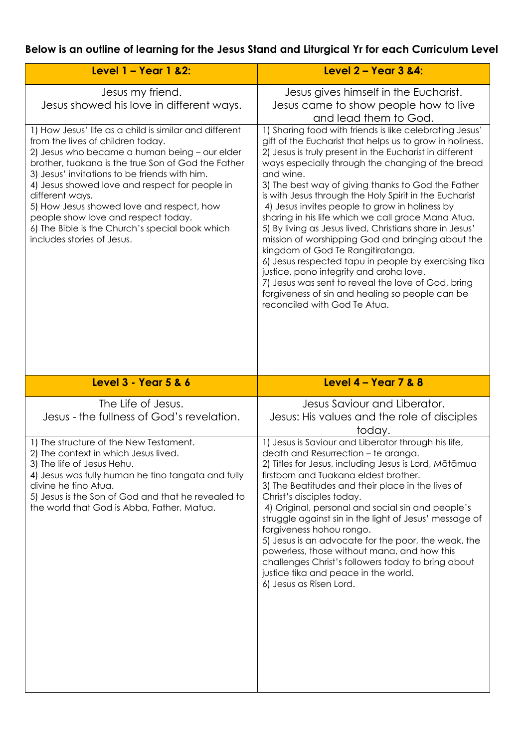**Below is an outline of learning for the Jesus Stand and Liturgical Yr for each Curriculum Level**

| **Level 1 – Year 1 &2:** | **Level 2 – Year 3 &4:** |
|---|---|
| Jesus my friend.<br>Jesus showed his love in different ways. | Jesus gives himself in the Eucharist.<br>Jesus came to show people how to live and lead them to God. |
| 1) How Jesus' life as a child is similar and different from the lives of children today.<br>2) Jesus who became a human being – our elder brother, tuakana is the true Son of God the Father<br>3) Jesus' invitations to be friends with him.<br>4) Jesus showed love and respect for people in different ways.<br>5) How Jesus showed love and respect, how people show love and respect today.<br>6) The Bible is the Church's special book which includes stories of Jesus. | 1) Sharing food with friends is like celebrating Jesus' gift of the Eucharist that helps us to grow in holiness.<br>2) Jesus is truly present in the Eucharist in different ways especially through the changing of the bread and wine.<br>3) The best way of giving thanks to God the Father is with Jesus through the Holy Spirit in the Eucharist<br>4) Jesus invites people to grow in holiness by sharing in his life which we call grace Mana Atua.<br>5) By living as Jesus lived, Christians share in Jesus' mission of worshipping God and bringing about the kingdom of God Te Rangitiratanga.<br>6) Jesus respected tapu in people by exercising tika justice, pono integrity and aroha love.<br>7) Jesus was sent to reveal the love of God, bring forgiveness of sin and healing so people can be reconciled with God Te Atua. |
| **Level 3 - Year 5 & 6** | **Level 4 – Year 7 & 8** |
| The Life of Jesus.<br>Jesus - the fullness of God's revelation. | Jesus Saviour and Liberator.<br>Jesus: His values and the role of disciples today. |
| 1) The structure of the New Testament.<br>2) The context in which Jesus lived.<br>3) The life of Jesus Hehu.<br>4) Jesus was fully human he tino tangata and fully divine he tino Atua.<br>5) Jesus is the Son of God and that he revealed to the world that God is Abba, Father, Matua. | 1) Jesus is Saviour and Liberator through his life, death and Resurrection – te aranga.<br>2) Titles for Jesus, including Jesus is Lord, Mātāmua firstborn and Tuakana eldest brother.<br>3) The Beatitudes and their place in the lives of Christ's disciples today.<br>4) Original, personal and social sin and people's struggle against sin in the light of Jesus' message of forgiveness hohou rongo.<br>5) Jesus is an advocate for the poor, the weak, the powerless, those without mana, and how this challenges Christ's followers today to bring about justice tika and peace in the world.<br>6) Jesus as Risen Lord. |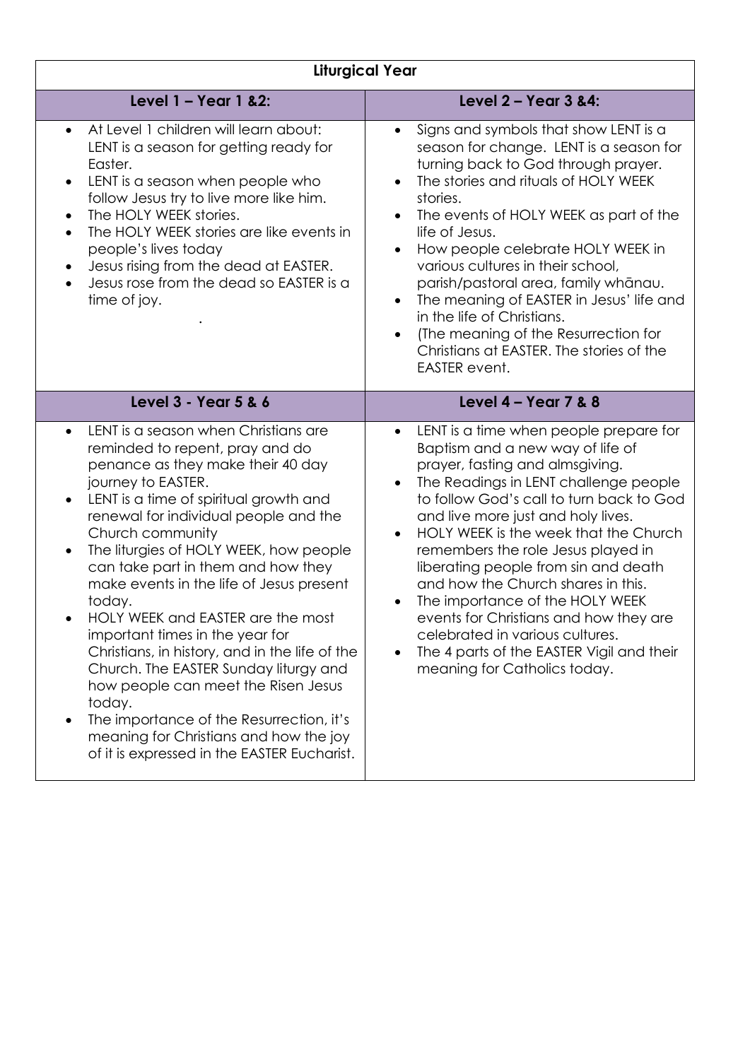| Liturgical Year | |
|---|---|
| **Level 1 – Year 1 &2:** | **Level 2 – Year 3 &4:** |
| • At Level 1 children will learn about: LENT is a season for getting ready for Easter.<br>• LENT is a season when people who follow Jesus try to live more like him.<br>• The HOLY WEEK stories.<br>• The HOLY WEEK stories are like events in people's lives today<br>• Jesus rising from the dead at EASTER.<br>• Jesus rose from the dead so EASTER is a time of joy.<br>. | • Signs and symbols that show LENT is a season for change. LENT is a season for turning back to God through prayer.<br>• The stories and rituals of HOLY WEEK stories.<br>• The events of HOLY WEEK as part of the life of Jesus.<br>• How people celebrate HOLY WEEK in various cultures in their school, parish/pastoral area, family whānau.<br>• The meaning of EASTER in Jesus' life and in the life of Christians.<br>• (The meaning of the Resurrection for Christians at EASTER. The stories of the EASTER event. |
| **Level 3 - Year 5 & 6** | **Level 4 – Year 7 & 8** |
| • LENT is a season when Christians are reminded to repent, pray and do penance as they make their 40 day journey to EASTER.<br>• LENT is a time of spiritual growth and renewal for individual people and the Church community<br>• The liturgies of HOLY WEEK, how people can take part in them and how they make events in the life of Jesus present today.<br>• HOLY WEEK and EASTER are the most important times in the year for Christians, in history, and in the life of the Church. The EASTER Sunday liturgy and how people can meet the Risen Jesus today.<br>• The importance of the Resurrection, it's meaning for Christians and how the joy of it is expressed in the EASTER Eucharist. | • LENT is a time when people prepare for Baptism and a new way of life of prayer, fasting and almsgiving.<br>• The Readings in LENT challenge people to follow God's call to turn back to God and live more just and holy lives.<br>• HOLY WEEK is the week that the Church remembers the role Jesus played in liberating people from sin and death and how the Church shares in this.<br>• The importance of the HOLY WEEK events for Christians and how they are celebrated in various cultures.<br>• The 4 parts of the EASTER Vigil and their meaning for Catholics today. |